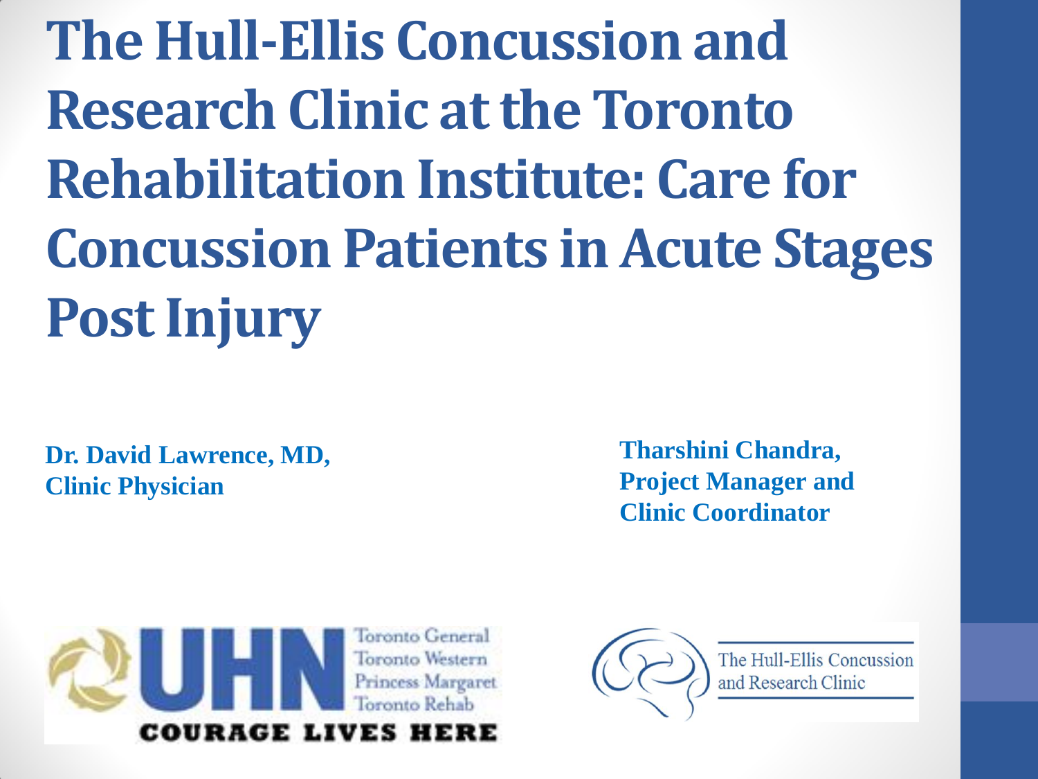# The Hull-Ellis Concussion and Research Clinic at the Toronto Rehabilitation Institute: Care for Concussion Patients in Acute Stages Post Injury

**Dr. David Lawrence, MD, Clinic Physician**

**Tharshini Chandra, Project Manager and Clinic Coordinator**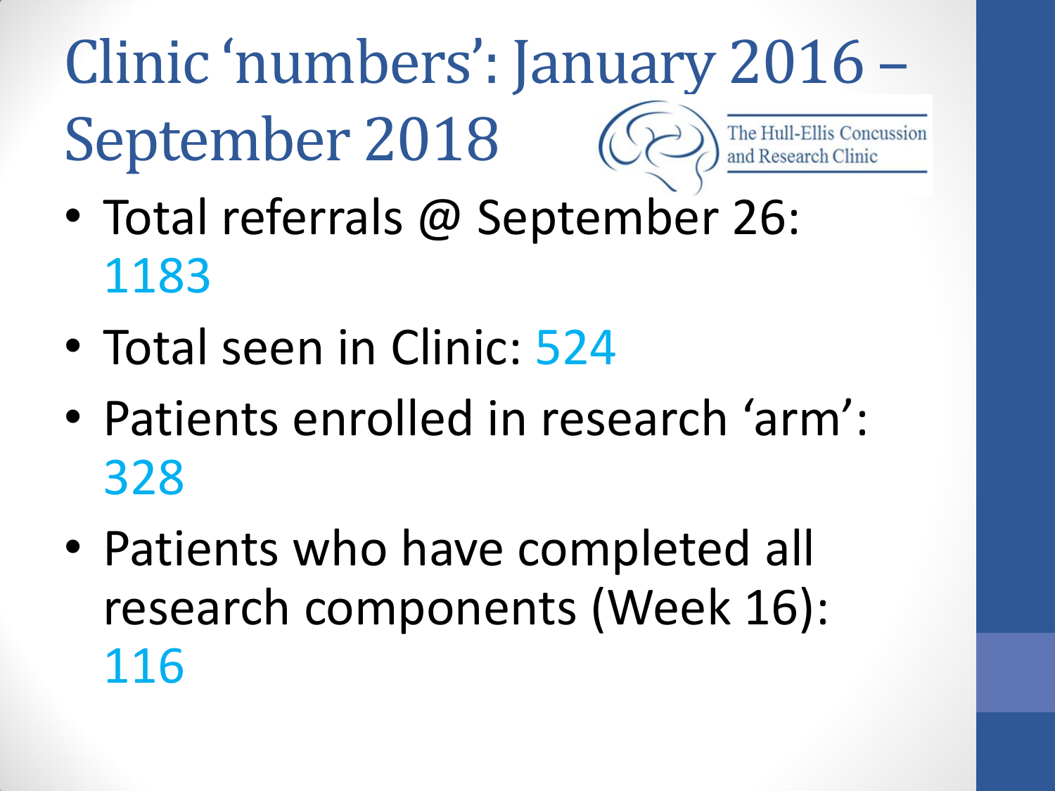# Clinic 'numbers': January 2016 – September 2018

The Hull-Ellis Concussion and Research Clinic

- Total referrals @ September 26: 1183
- Total seen in Clinic: 524
- Patients enrolled in research 'arm': 328
- Patients who have completed all research components (Week 16): 116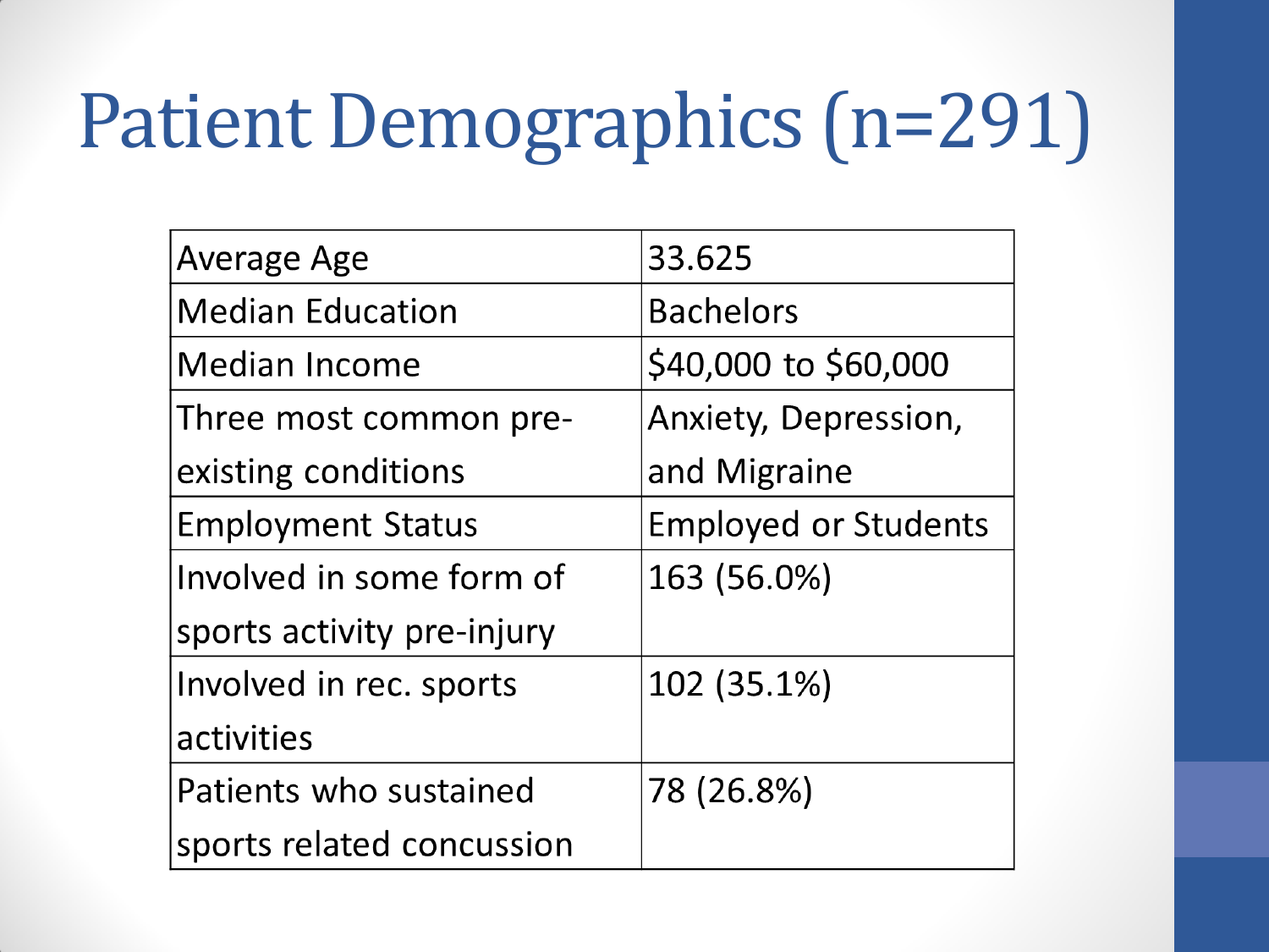# Patient Demographics (n=291)

| | |
|---|---|
| Average Age | 33.625 |
| Median Education | Bachelors |
| Median Income | $40,000 to $60,000 |
| Three most common pre-existing conditions | Anxiety, Depression, and Migraine |
| Employment Status | Employed or Students |
| Involved in some form of sports activity pre-injury | 163 (56.0%) |
| Involved in rec. sports activities | 102 (35.1%) |
| Patients who sustained sports related concussion | 78 (26.8%) |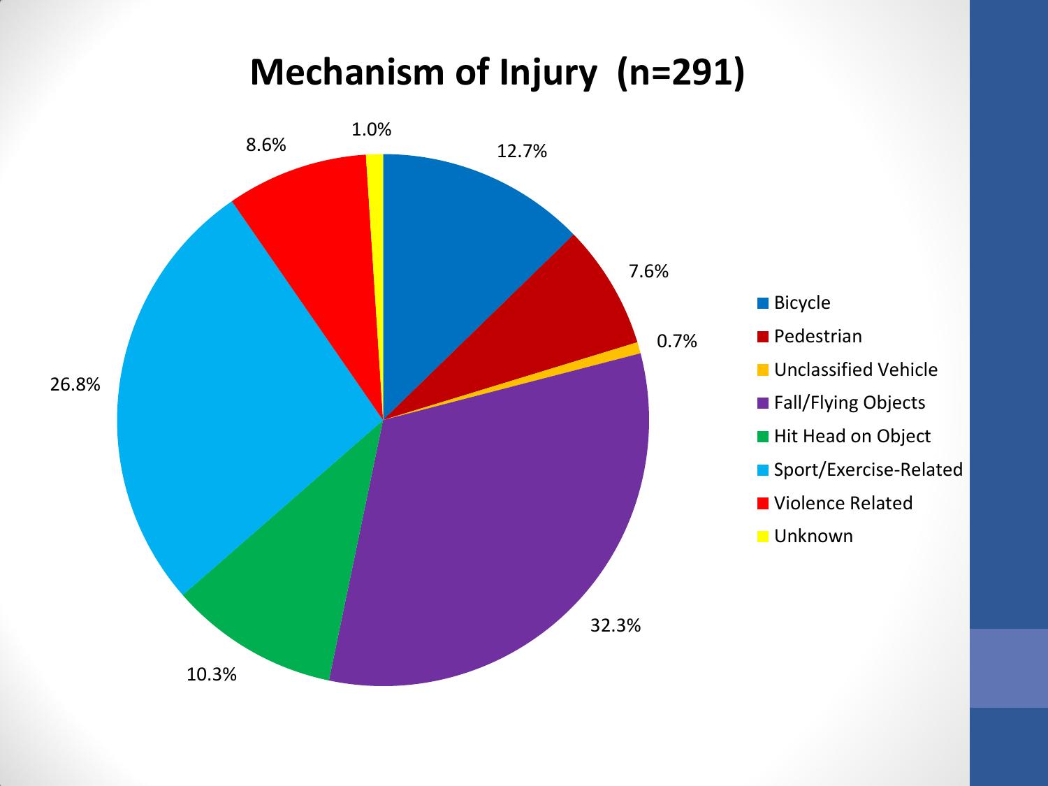# Mechanism of Injury (n=291)

| Mechanism | Percentage |
| --- | --- |
| Bicycle | 12.7% |
| Pedestrian | 7.6% |
| Unclassified Vehicle | 0.7% |
| Fall/Flying Objects | 32.3% |
| Hit Head on Object | 10.3% |
| Sport/Exercise-Related | 26.8% |
| Violence Related | 8.6% |
| Unknown | 1.0% |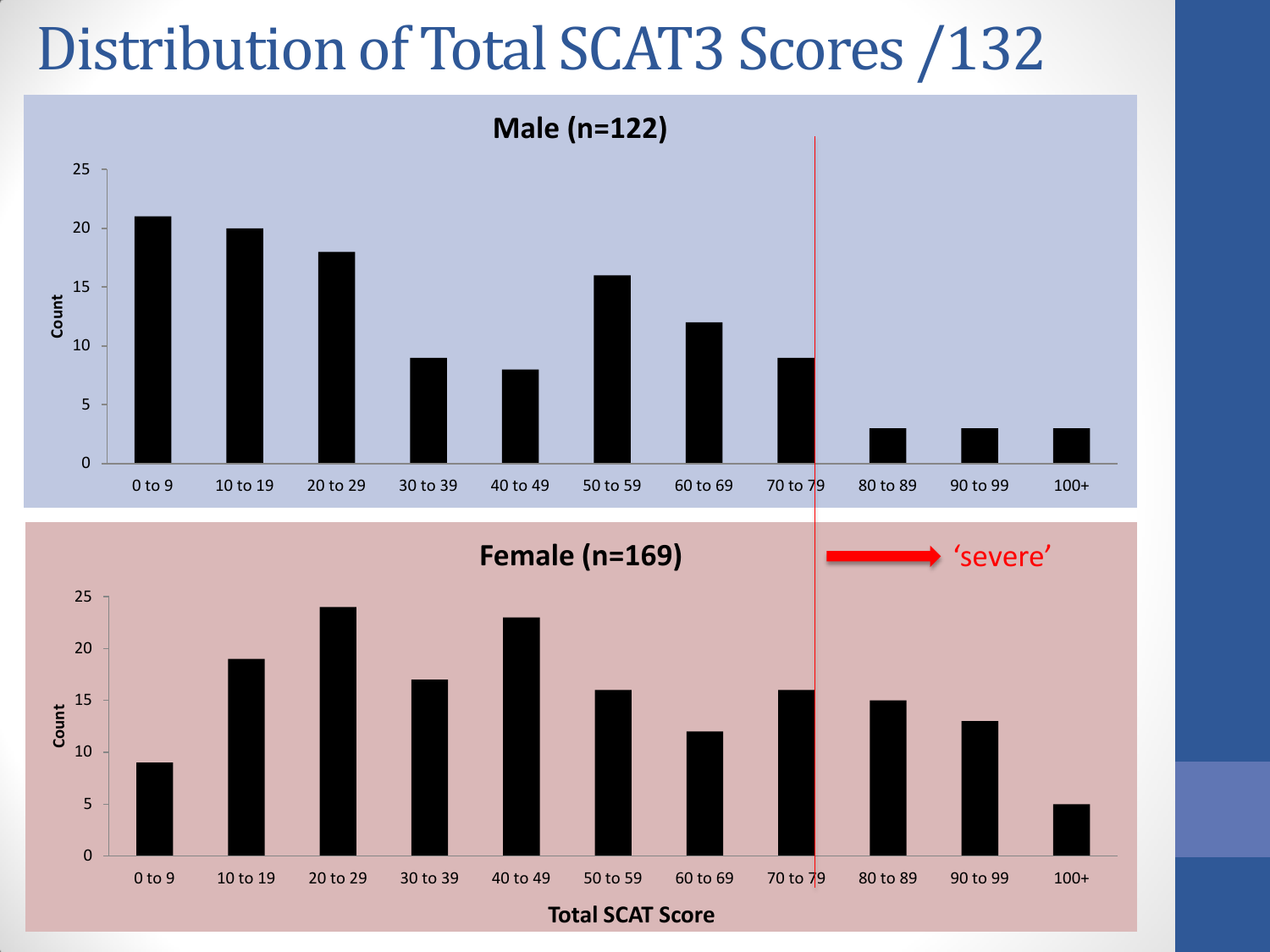# Distribution of Total SCAT3 Scores /132

**Male (n=122)**

| Total SCAT Score | Count |
|---|---|
| 0 to 9 | 21 |
| 10 to 19 | 20 |
| 20 to 29 | 18 |
| 30 to 39 | 9 |
| 40 to 49 | 8 |
| 50 to 59 | 16 |
| 60 to 69 | 12 |
| 70 to 79 | 9 |
| 80 to 89 | 3 |
| 90 to 99 | 3 |
| 100+ | 3 |

**Female (n=169)**

| Total SCAT Score | Count |
|---|---|
| 0 to 9 | 9 |
| 10 to 19 | 19 |
| 20 to 29 | 24 |
| 30 to 39 | 17 |
| 40 to 49 | 23 |
| 50 to 59 | 16 |
| 60 to 69 | 12 |
| 70 to 79 | 16 |
| 80 to 89 | 15 |
| 90 to 99 | 13 |
| 100+ | 5 |

→ 'severe'

**Total SCAT Score**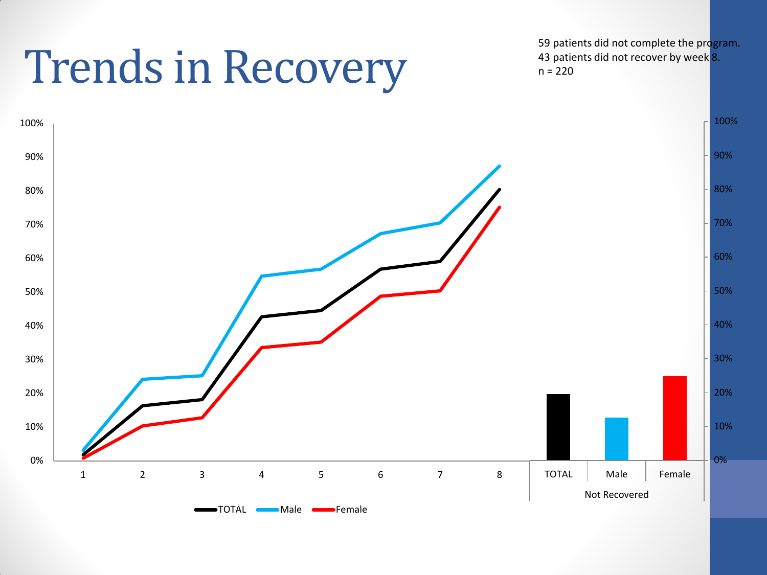# Trends in Recovery

59 patients did not complete the program.
43 patients did not recover by week 8.
n = 220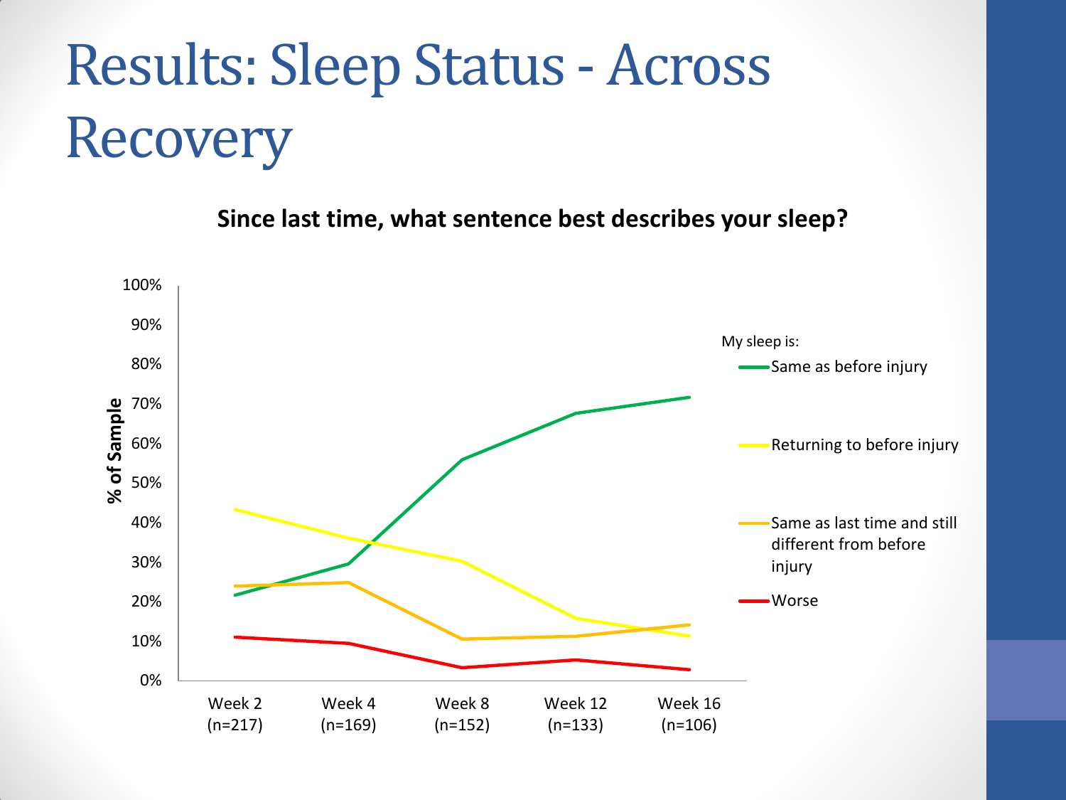# Results: Sleep Status - Across Recovery

**Since last time, what sentence best describes your sleep?**

% of Sample

My sleep is:

- Same as before injury
- Returning to before injury
- Same as last time and still different from before injury
- Worse

Week 2 (n=217) | Week 4 (n=169) | Week 8 (n=152) | Week 12 (n=133) | Week 16 (n=106)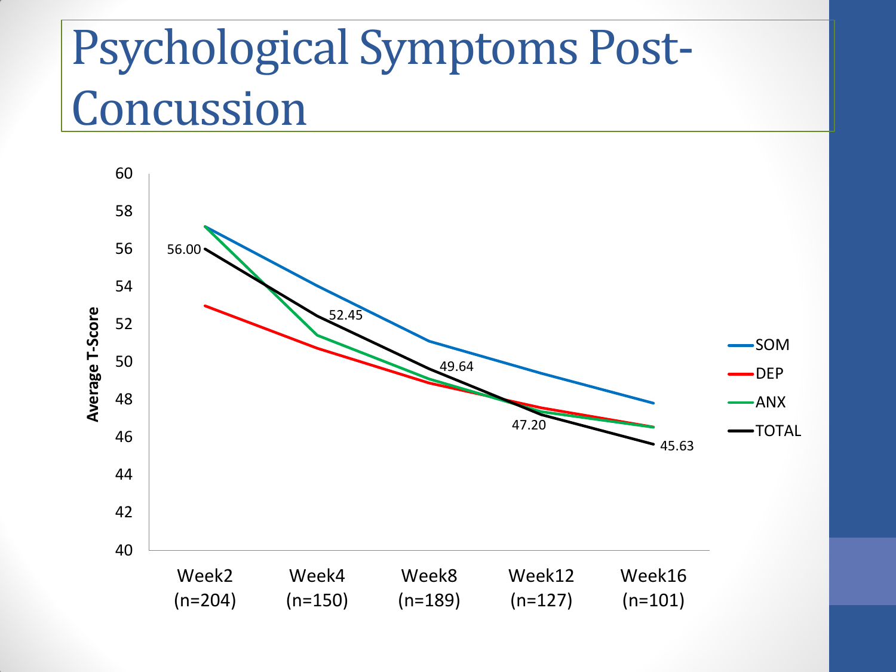# Psychological Symptoms Post-Concussion

Average T-Score

60
58
56
54
52
50
48
46
44
42
40

56.00
52.45
49.64
47.20
45.63

Week2 (n=204)
Week4 (n=150)
Week8 (n=189)
Week12 (n=127)
Week16 (n=101)

SOM
DEP
ANX
TOTAL